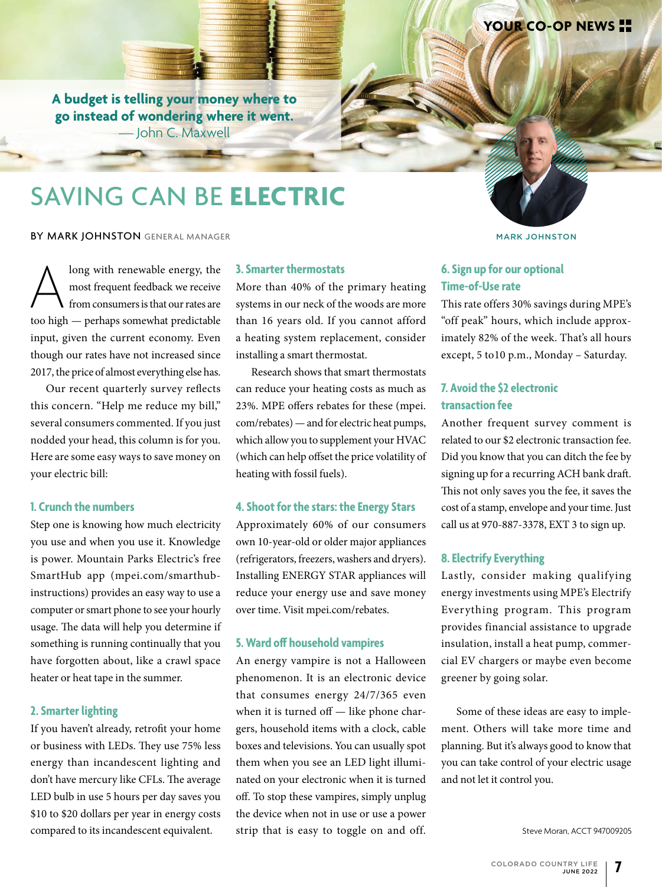**A budget is telling your money where to go instead of wondering where it went.**
— John C. Maxwell

# SAVING CAN BE **ELECTRIC**

BY MARK JOHNSTON GENERAL MANAGER

MARK JOHNSTON

Along with renewable energy, the most frequent feedback we receive from consumers is that our rates are too high — perhaps somewhat predictable input, given the current economy. Even though our rates have not increased since 2017, the price of almost everything else has.

Our recent quarterly survey reflects this concern. "Help me reduce my bill," several consumers commented. If you just nodded your head, this column is for you. Here are some easy ways to save money on your electric bill:

### 1. Crunch the numbers

Step one is knowing how much electricity you use and when you use it. Knowledge is power. Mountain Parks Electric's free SmartHub app (mpei.com/smarthub-instructions) provides an easy way to use a computer or smart phone to see your hourly usage. The data will help you determine if something is running continually that you have forgotten about, like a crawl space heater or heat tape in the summer.

### 2. Smarter lighting

If you haven't already, retrofit your home or business with LEDs. They use 75% less energy than incandescent lighting and don't have mercury like CFLs. The average LED bulb in use 5 hours per day saves you $10 to $20 dollars per year in energy costs compared to its incandescent equivalent.

### 3. Smarter thermostats

More than 40% of the primary heating systems in our neck of the woods are more than 16 years old. If you cannot afford a heating system replacement, consider installing a smart thermostat.

Research shows that smart thermostats can reduce your heating costs as much as 23%. MPE offers rebates for these (mpei.com/rebates) — and for electric heat pumps, which allow you to supplement your HVAC (which can help offset the price volatility of heating with fossil fuels).

### 4. Shoot for the stars: the Energy Stars

Approximately 60% of our consumers own 10-year-old or older major appliances (refrigerators, freezers, washers and dryers). Installing ENERGY STAR appliances will reduce your energy use and save money over time. Visit mpei.com/rebates.

### 5. Ward off household vampires

An energy vampire is not a Halloween phenomenon. It is an electronic device that consumes energy 24/7/365 even when it is turned off — like phone chargers, household items with a clock, cable boxes and televisions. You can usually spot them when you see an LED light illuminated on your electronic when it is turned off. To stop these vampires, simply unplug the device when not in use or use a power strip that is easy to toggle on and off.

### 6. Sign up for our optional Time-of-Use rate

This rate offers 30% savings during MPE's "off peak" hours, which include approximately 82% of the week. That's all hours except, 5 to10 p.m., Monday – Saturday.

### 7. Avoid the $2 electronic transaction fee

Another frequent survey comment is related to our $2 electronic transaction fee. Did you know that you can ditch the fee by signing up for a recurring ACH bank draft. This not only saves you the fee, it saves the cost of a stamp, envelope and your time. Just call us at 970-887-3378, EXT 3 to sign up.

### 8. Electrify Everything

Lastly, consider making qualifying energy investments using MPE's Electrify Everything program. This program provides financial assistance to upgrade insulation, install a heat pump, commercial EV chargers or maybe even become greener by going solar.

Some of these ideas are easy to implement. Others will take more time and planning. But it's always good to know that you can take control of your electric usage and not let it control you.

Steve Moran, ACCT 947009205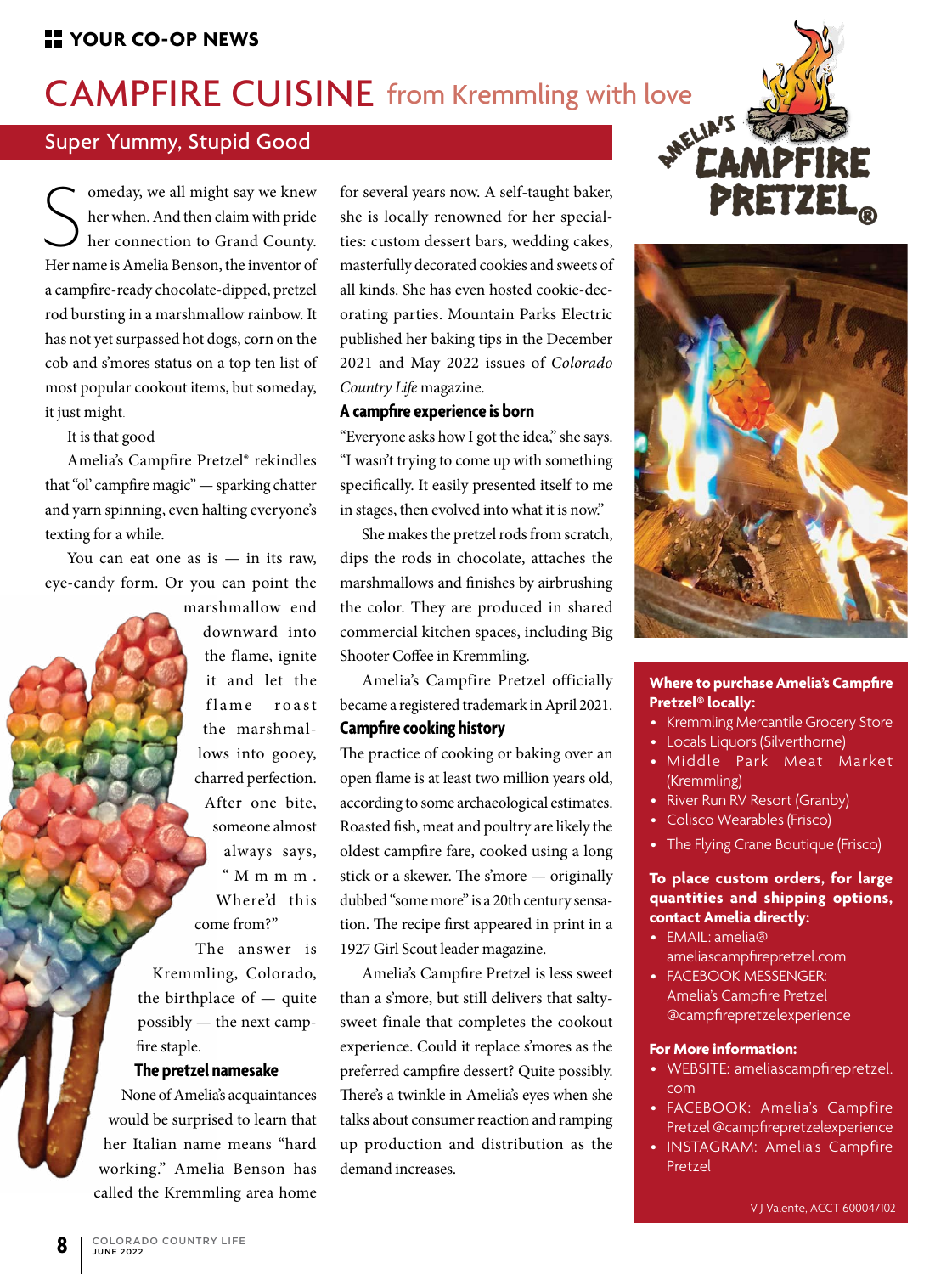YOUR CO-OP NEWS

# CAMPFIRE CUISINE from Kremmling with love

## Super Yummy, Stupid Good

Someday, we all might say we knew her when. And then claim with pride her connection to Grand County. Her name is Amelia Benson, the inventor of a campfire-ready chocolate-dipped, pretzel rod bursting in a marshmallow rainbow. It has not yet surpassed hot dogs, corn on the cob and s'mores status on a top ten list of most popular cookout items, but someday, it just might.

It is that good

Amelia's Campfire Pretzel® rekindles that "ol' campfire magic" — sparking chatter and yarn spinning, even halting everyone's texting for a while.

You can eat one as is — in its raw, eye-candy form. Or you can point the marshmallow end downward into the flame, ignite it and let the flame roast the marshmallows into gooey, charred perfection. After one bite, someone almost always says, "Mmmm. Where'd this come from?"

The answer is Kremmling, Colorado, the birthplace of — quite possibly — the next campfire staple.

### The pretzel namesake

None of Amelia's acquaintances would be surprised to learn that her Italian name means "hard working." Amelia Benson has called the Kremmling area home for several years now. A self-taught baker, she is locally renowned for her specialties: custom dessert bars, wedding cakes, masterfully decorated cookies and sweets of all kinds. She has even hosted cookie-decorating parties. Mountain Parks Electric published her baking tips in the December 2021 and May 2022 issues of *Colorado Country Life* magazine.

### A campfire experience is born

"Everyone asks how I got the idea," she says. "I wasn't trying to come up with something specifically. It easily presented itself to me in stages, then evolved into what it is now."

She makes the pretzel rods from scratch, dips the rods in chocolate, attaches the marshmallows and finishes by airbrushing the color. They are produced in shared commercial kitchen spaces, including Big Shooter Coffee in Kremmling.

Amelia's Campfire Pretzel officially became a registered trademark in April 2021.

### Campfire cooking history

The practice of cooking or baking over an open flame is at least two million years old, according to some archaeological estimates. Roasted fish, meat and poultry are likely the oldest campfire fare, cooked using a long stick or a skewer. The s'more — originally dubbed "some more" is a 20th century sensation. The recipe first appeared in print in a 1927 Girl Scout leader magazine.

Amelia's Campfire Pretzel is less sweet than a s'more, but still delivers that salty-sweet finale that completes the cookout experience. Could it replace s'mores as the preferred campfire dessert? Quite possibly. There's a twinkle in Amelia's eyes when she talks about consumer reaction and ramping up production and distribution as the demand increases.

**Where to purchase Amelia's Campfire Pretzel® locally:**

- Kremmling Mercantile Grocery Store
- Locals Liquors (Silverthorne)
- Middle Park Meat Market (Kremmling)
- River Run RV Resort (Granby)
- Colisco Wearables (Frisco)
- The Flying Crane Boutique (Frisco)

**To place custom orders, for large quantities and shipping options, contact Amelia directly:**

- EMAIL: amelia@ameliascampfirepretzel.com
- FACEBOOK MESSENGER: Amelia's Campfire Pretzel @campfirepretzelexperience

**For More information:**

- WEBSITE: ameliascampfirepretzel.com
- FACEBOOK: Amelia's Campfire Pretzel @campfirepretzelexperience
- INSTAGRAM: Amelia's Campfire Pretzel

V J Valente, ACCT 600047102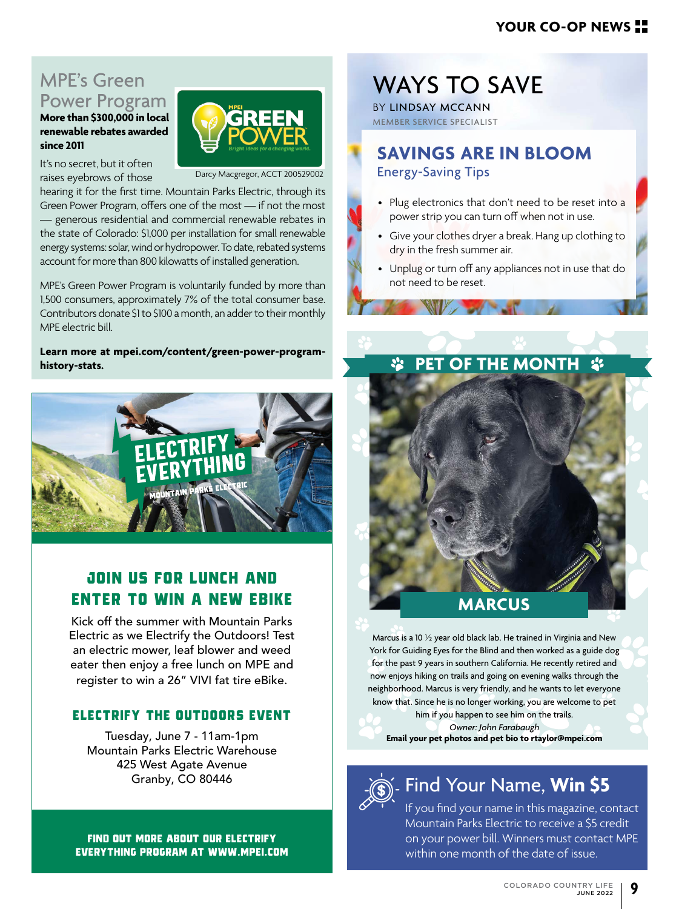## MPE's Green Power Program

**More than $300,000 in local renewable rebates awarded since 2011**

Darcy Macgregor, ACCT 200529002

It's no secret, but it often raises eyebrows of those hearing it for the first time. Mountain Parks Electric, through its Green Power Program, offers one of the most — if not the most — generous residential and commercial renewable rebates in the state of Colorado: $1,000 per installation for small renewable energy systems: solar, wind or hydropower. To date, rebated systems account for more than 800 kilowatts of installed generation.

MPE's Green Power Program is voluntarily funded by more than 1,500 consumers, approximately 7% of the total consumer base. Contributors donate $1 to $100 a month, an adder to their monthly MPE electric bill.

**Learn more at mpei.com/content/green-power-program-history-stats.**

ELECTRIFY EVERYTHING
MOUNTAIN PARKS ELECTRIC

### JOIN US FOR LUNCH AND ENTER TO WIN A NEW EBIKE

Kick off the summer with Mountain Parks Electric as we Electrify the Outdoors! Test an electric mower, leaf blower and weed eater then enjoy a free lunch on MPE and register to win a 26" VIVI fat tire eBike.

### ELECTRIFY THE OUTDOORS EVENT

Tuesday, June 7 - 11am-1pm
Mountain Parks Electric Warehouse
425 West Agate Avenue
Granby, CO 80446

**FIND OUT MORE ABOUT OUR ELECTRIFY EVERYTHING PROGRAM AT WWW.MPEI.COM**

## WAYS TO SAVE

BY LINDSAY MCCANN
MEMBER SERVICE SPECIALIST

### SAVINGS ARE IN BLOOM

Energy-Saving Tips

- Plug electronics that don't need to be reset into a power strip you can turn off when not in use.
- Give your clothes dryer a break. Hang up clothing to dry in the fresh summer air.
- Unplug or turn off any appliances not in use that do not need to be reset.

## PET OF THE MONTH

### MARCUS

Marcus is a 10 ½ year old black lab. He trained in Virginia and New York for Guiding Eyes for the Blind and then worked as a guide dog for the past 9 years in southern California. He recently retired and now enjoys hiking on trails and going on evening walks through the neighborhood. Marcus is very friendly, and he wants to let everyone know that. Since he is no longer working, you are welcome to pet him if you happen to see him on the trails.

*Owner: John Farabaugh*

**Email your pet photos and pet bio to rtaylor@mpei.com**

## Find Your Name, **Win $5**

If you find your name in this magazine, contact Mountain Parks Electric to receive a $5 credit on your power bill. Winners must contact MPE within one month of the date of issue.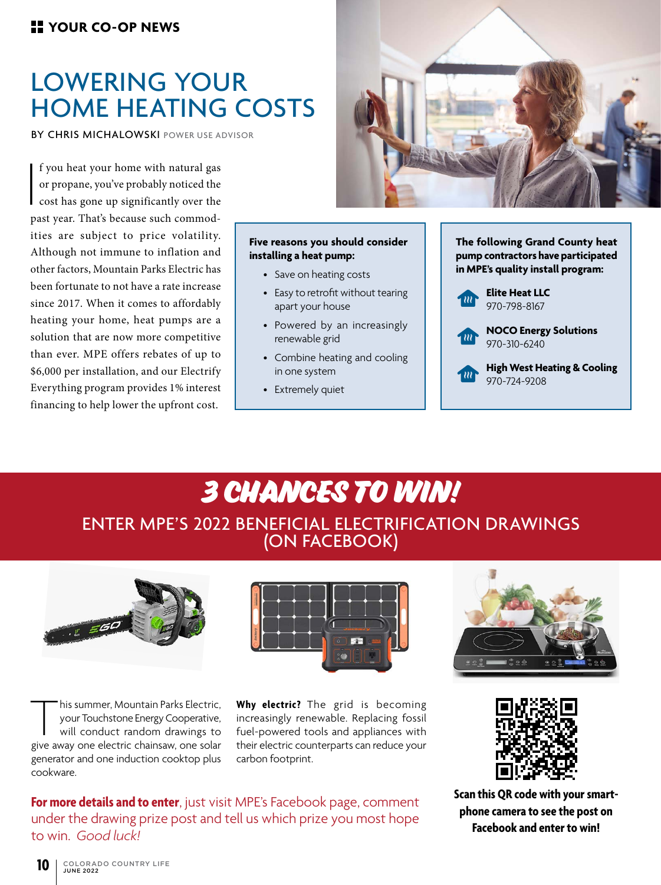YOUR CO-OP NEWS

# LOWERING YOUR HOME HEATING COSTS

BY CHRIS MICHALOWSKI POWER USE ADVISOR

If you heat your home with natural gas or propane, you've probably noticed the cost has gone up significantly over the past year. That's because such commodities are subject to price volatility. Although not immune to inflation and other factors, Mountain Parks Electric has been fortunate to not have a rate increase since 2017. When it comes to affordably heating your home, heat pumps are a solution that are now more competitive than ever. MPE offers rebates of up to $6,000 per installation, and our Electrify Everything program provides 1% interest financing to help lower the upfront cost.

**Five reasons you should consider installing a heat pump:**

- Save on heating costs
- Easy to retrofit without tearing apart your house
- Powered by an increasingly renewable grid
- Combine heating and cooling in one system
- Extremely quiet

**The following Grand County heat pump contractors have participated in MPE's quality install program:**

**Elite Heat LLC**
970-798-8167

**NOCO Energy Solutions**
970-310-6240

**High West Heating & Cooling**
970-724-9208

# 3 CHANCES TO WIN!

## ENTER MPE'S 2022 BENEFICIAL ELECTRIFICATION DRAWINGS (ON FACEBOOK)

This summer, Mountain Parks Electric, your Touchstone Energy Cooperative, will conduct random drawings to give away one electric chainsaw, one solar generator and one induction cooktop plus cookware.

**Why electric?** The grid is becoming increasingly renewable. Replacing fossil fuel-powered tools and appliances with their electric counterparts can reduce your carbon footprint.

**For more details and to enter**, just visit MPE's Facebook page, comment under the drawing prize post and tell us which prize you most hope to win. *Good luck!*

**Scan this QR code with your smartphone camera to see the post on Facebook and enter to win!**